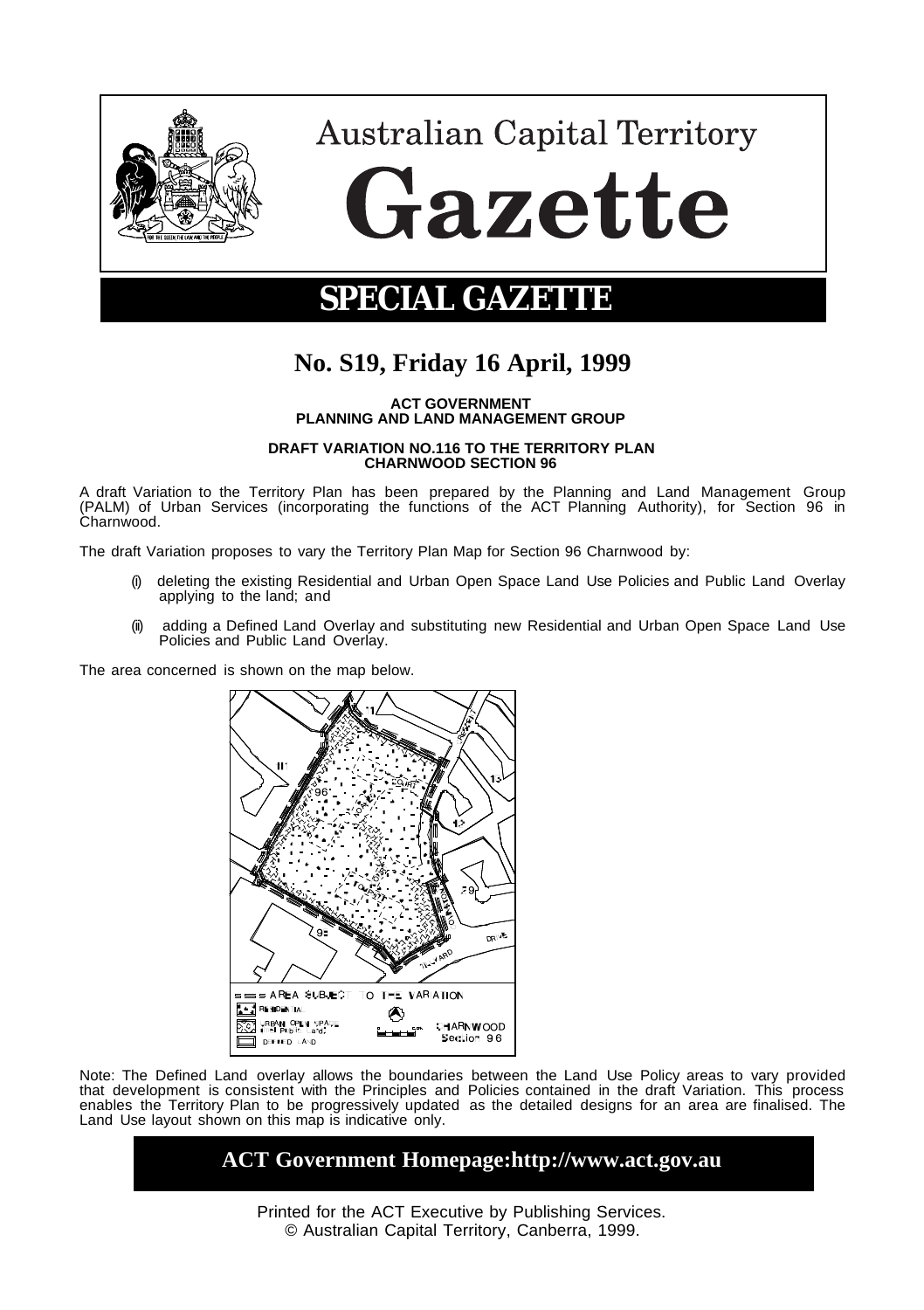# Australian Capital Territory

# Gazette

## SPECIAL GAZETTE

## No. S19, Friday 16 April, 1999

**ACT GOVERNMENT**
**PLANNING AND LAND MANAGEMENT GROUP**

**DRAFT VARIATION NO.116 TO THE TERRITORY PLAN**
**CHARNWOOD SECTION 96**

A draft Variation to the Territory Plan has been prepared by the Planning and Land Management Group (PALM) of Urban Services (incorporating the functions of the ACT Planning Authority), for Section 96 in Charnwood.

The draft Variation proposes to vary the Territory Plan Map for Section 96 Charnwood by:

(i) deleting the existing Residential and Urban Open Space Land Use Policies and Public Land Overlay applying to the land; and

(ii) adding a Defined Land Overlay and substituting new Residential and Urban Open Space Land Use Policies and Public Land Overlay.

The area concerned is shown on the map below.

Note: The Defined Land overlay allows the boundaries between the Land Use Policy areas to vary provided that development is consistent with the Principles and Policies contained in the draft Variation. This process enables the Territory Plan to be progressively updated as the detailed designs for an area are finalised. The Land Use layout shown on this map is indicative only.

**ACT Government Homepage:http://www.act.gov.au**

Printed for the ACT Executive by Publishing Services.
© Australian Capital Territory, Canberra, 1999.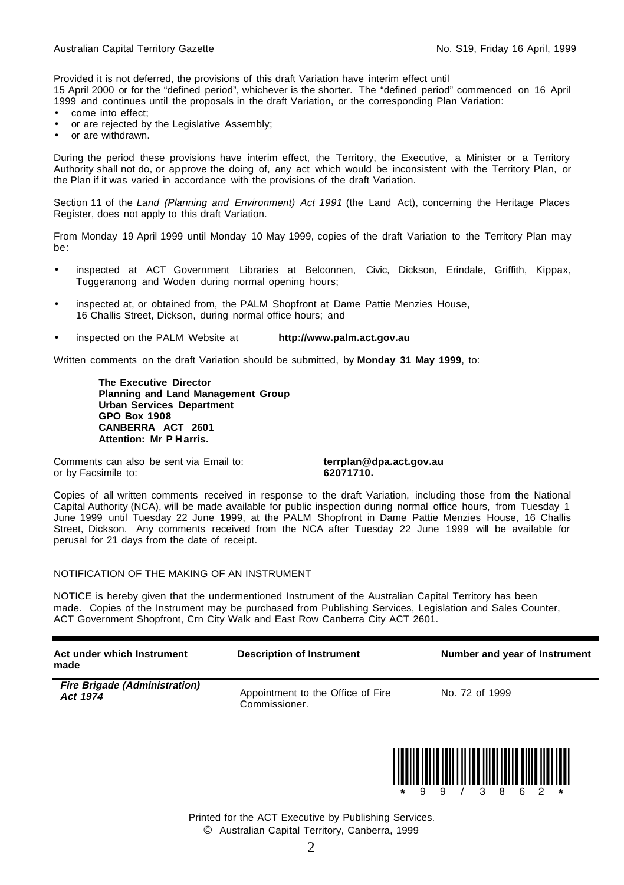Provided it is not deferred, the provisions of this draft Variation have interim effect until 15 April 2000 or for the "defined period", whichever is the shorter. The "defined period" commenced on 16 April 1999 and continues until the proposals in the draft Variation, or the corresponding Plan Variation:

- come into effect;
- or are rejected by the Legislative Assembly;
- or are withdrawn.

During the period these provisions have interim effect, the Territory, the Executive, a Minister or a Territory Authority shall not do, or approve the doing of, any act which would be inconsistent with the Territory Plan, or the Plan if it was varied in accordance with the provisions of the draft Variation.

Section 11 of the *Land (Planning and Environment) Act 1991* (the Land Act), concerning the Heritage Places Register, does not apply to this draft Variation.

From Monday 19 April 1999 until Monday 10 May 1999, copies of the draft Variation to the Territory Plan may be:

- inspected at ACT Government Libraries at Belconnen, Civic, Dickson, Erindale, Griffith, Kippax, Tuggeranong and Woden during normal opening hours;
- inspected at, or obtained from, the PALM Shopfront at Dame Pattie Menzies House, 16 Challis Street, Dickson, during normal office hours; and
- inspected on the PALM Website at **http://www.palm.act.gov.au**

Written comments on the draft Variation should be submitted, by **Monday 31 May 1999**, to:

**The Executive Director**
**Planning and Land Management Group**
**Urban Services Department**
**GPO Box 1908**
**CANBERRA ACT 2601**
**Attention: Mr P Harris.**

Comments can also be sent via Email to: **terrplan@dpa.act.gov.au**
or by Facsimile to: **62071710.**

Copies of all written comments received in response to the draft Variation, including those from the National Capital Authority (NCA), will be made available for public inspection during normal office hours, from Tuesday 1 June 1999 until Tuesday 22 June 1999, at the PALM Shopfront in Dame Pattie Menzies House, 16 Challis Street, Dickson. Any comments received from the NCA after Tuesday 22 June 1999 will be available for perusal for 21 days from the date of receipt.

NOTIFICATION OF THE MAKING OF AN INSTRUMENT

NOTICE is hereby given that the undermentioned Instrument of the Australian Capital Territory has been made. Copies of the Instrument may be purchased from Publishing Services, Legislation and Sales Counter, ACT Government Shopfront, Crn City Walk and East Row Canberra City ACT 2601.

| Act under which Instrument made | Description of Instrument | Number and year of Instrument |
|---|---|---|
| *Fire Brigade (Administration) Act 1974* | Appointment to the Office of Fire Commissioner. | No. 72 of 1999 |

\* 9 9 / 3 8 6 2 \*

Printed for the ACT Executive by Publishing Services.
© Australian Capital Territory, Canberra, 1999